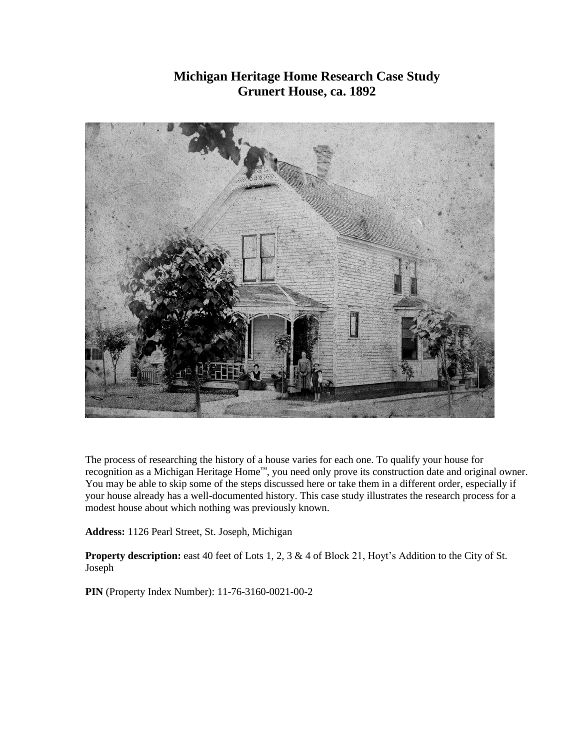# Michigan Heritage Home Research Case Study
## Grunert House, ca. 1892

The process of researching the history of a house varies for each one. To qualify your house for recognition as a Michigan Heritage Home™, you need only prove its construction date and original owner. You may be able to skip some of the steps discussed here or take them in a different order, especially if your house already has a well-documented history. This case study illustrates the research process for a modest house about which nothing was previously known.

**Address:** 1126 Pearl Street, St. Joseph, Michigan

**Property description:** east 40 feet of Lots 1, 2, 3 & 4 of Block 21, Hoyt's Addition to the City of St. Joseph

**PIN** (Property Index Number): 11-76-3160-0021-00-2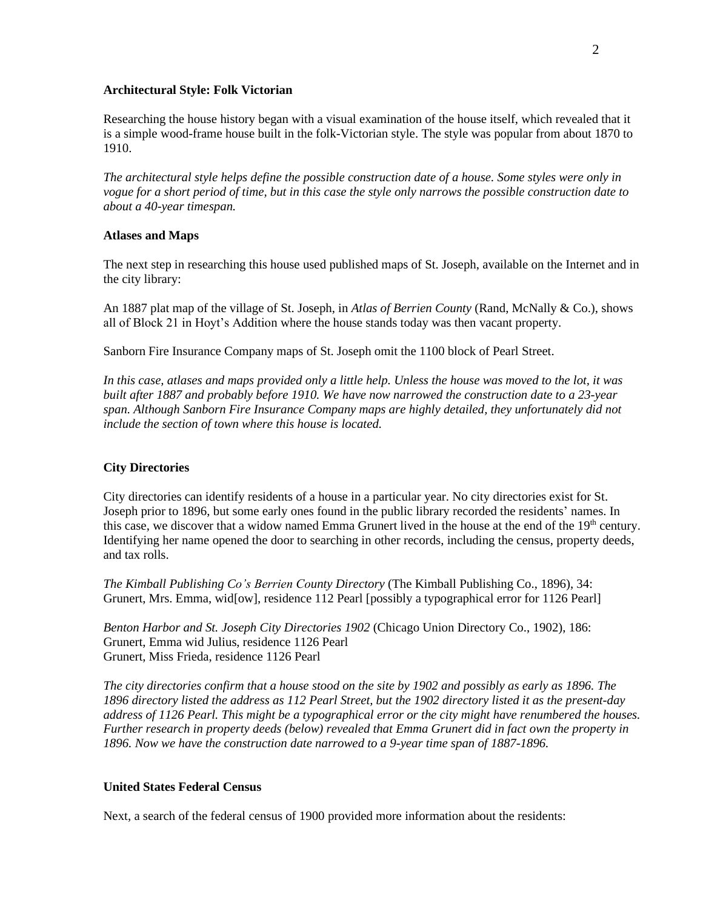**Architectural Style: Folk Victorian**

Researching the house history began with a visual examination of the house itself, which revealed that it is a simple wood-frame house built in the folk-Victorian style. The style was popular from about 1870 to 1910.

*The architectural style helps define the possible construction date of a house. Some styles were only in vogue for a short period of time, but in this case the style only narrows the possible construction date to about a 40-year timespan.*

**Atlases and Maps**

The next step in researching this house used published maps of St. Joseph, available on the Internet and in the city library:

An 1887 plat map of the village of St. Joseph, in *Atlas of Berrien County* (Rand, McNally & Co.), shows all of Block 21 in Hoyt's Addition where the house stands today was then vacant property.

Sanborn Fire Insurance Company maps of St. Joseph omit the 1100 block of Pearl Street.

*In this case, atlases and maps provided only a little help. Unless the house was moved to the lot, it was built after 1887 and probably before 1910. We have now narrowed the construction date to a 23-year span. Although Sanborn Fire Insurance Company maps are highly detailed, they unfortunately did not include the section of town where this house is located.*

**City Directories**

City directories can identify residents of a house in a particular year. No city directories exist for St. Joseph prior to 1896, but some early ones found in the public library recorded the residents' names. In this case, we discover that a widow named Emma Grunert lived in the house at the end of the 19th century. Identifying her name opened the door to searching in other records, including the census, property deeds, and tax rolls.

*The Kimball Publishing Co's Berrien County Directory* (The Kimball Publishing Co., 1896), 34:
Grunert, Mrs. Emma, wid[ow], residence 112 Pearl [possibly a typographical error for 1126 Pearl]

*Benton Harbor and St. Joseph City Directories 1902* (Chicago Union Directory Co., 1902), 186:
Grunert, Emma wid Julius, residence 1126 Pearl
Grunert, Miss Frieda, residence 1126 Pearl

*The city directories confirm that a house stood on the site by 1902 and possibly as early as 1896. The 1896 directory listed the address as 112 Pearl Street, but the 1902 directory listed it as the present-day address of 1126 Pearl. This might be a typographical error or the city might have renumbered the houses. Further research in property deeds (below) revealed that Emma Grunert did in fact own the property in 1896. Now we have the construction date narrowed to a 9-year time span of 1887-1896.*

**United States Federal Census**

Next, a search of the federal census of 1900 provided more information about the residents: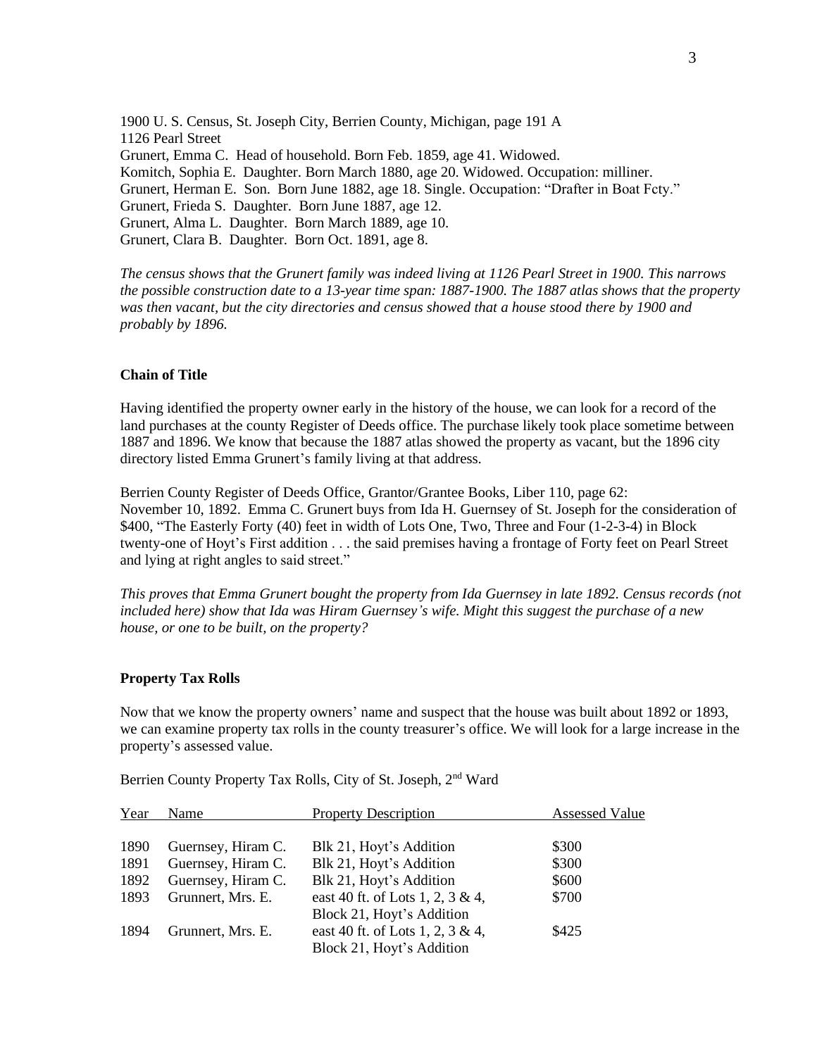1900 U. S. Census, St. Joseph City, Berrien County, Michigan, page 191 A
1126 Pearl Street
Grunert, Emma C. Head of household. Born Feb. 1859, age 41. Widowed.
Komitch, Sophia E. Daughter. Born March 1880, age 20. Widowed. Occupation: milliner.
Grunert, Herman E. Son. Born June 1882, age 18. Single. Occupation: "Drafter in Boat Fcty."
Grunert, Frieda S. Daughter. Born June 1887, age 12.
Grunert, Alma L. Daughter. Born March 1889, age 10.
Grunert, Clara B. Daughter. Born Oct. 1891, age 8.

*The census shows that the Grunert family was indeed living at 1126 Pearl Street in 1900. This narrows the possible construction date to a 13-year time span: 1887-1900. The 1887 atlas shows that the property was then vacant, but the city directories and census showed that a house stood there by 1900 and probably by 1896.*

**Chain of Title**

Having identified the property owner early in the history of the house, we can look for a record of the land purchases at the county Register of Deeds office. The purchase likely took place sometime between 1887 and 1896. We know that because the 1887 atlas showed the property as vacant, but the 1896 city directory listed Emma Grunert's family living at that address.

Berrien County Register of Deeds Office, Grantor/Grantee Books, Liber 110, page 62:
November 10, 1892. Emma C. Grunert buys from Ida H. Guernsey of St. Joseph for the consideration of $400, "The Easterly Forty (40) feet in width of Lots One, Two, Three and Four (1-2-3-4) in Block twenty-one of Hoyt's First addition . . . the said premises having a frontage of Forty feet on Pearl Street and lying at right angles to said street."

*This proves that Emma Grunert bought the property from Ida Guernsey in late 1892. Census records (not included here) show that Ida was Hiram Guernsey's wife. Might this suggest the purchase of a new house, or one to be built, on the property?*

**Property Tax Rolls**

Now that we know the property owners' name and suspect that the house was built about 1892 or 1893, we can examine property tax rolls in the county treasurer's office. We will look for a large increase in the property's assessed value.

Berrien County Property Tax Rolls, City of St. Joseph, 2nd Ward

| Year | Name | Property Description | Assessed Value |
|---|---|---|---|
| 1890 | Guernsey, Hiram C. | Blk 21, Hoyt's Addition | $300 |
| 1891 | Guernsey, Hiram C. | Blk 21, Hoyt's Addition | $300 |
| 1892 | Guernsey, Hiram C. | Blk 21, Hoyt's Addition | $600 |
| 1893 | Grunnert, Mrs. E. | east 40 ft. of Lots 1, 2, 3 & 4, Block 21, Hoyt's Addition | $700 |
| 1894 | Grunnert, Mrs. E. | east 40 ft. of Lots 1, 2, 3 & 4, Block 21, Hoyt's Addition | $425 |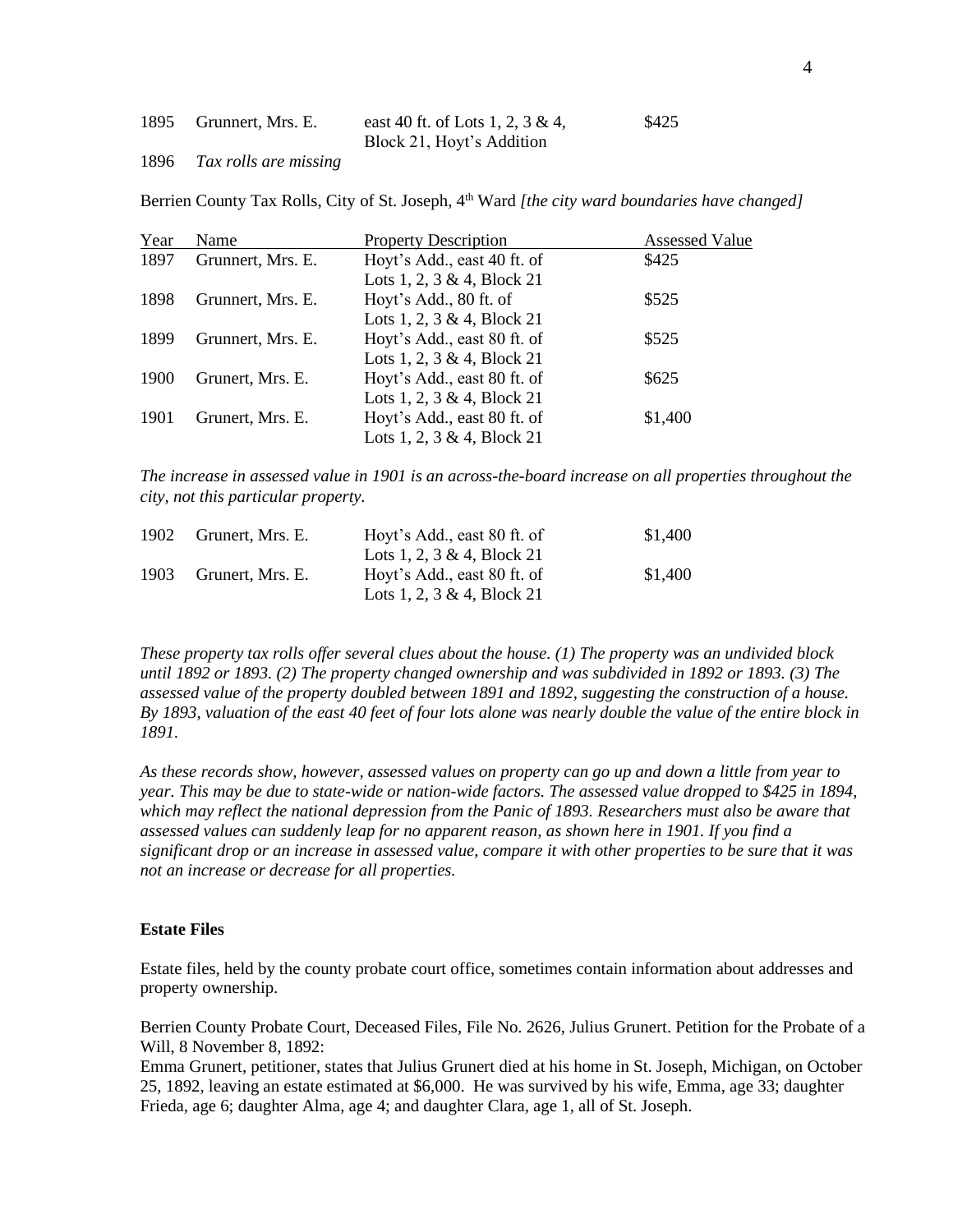| | | | |
|---|---|---|---|
| 1895 | Grunnert, Mrs. E. | east 40 ft. of Lots 1, 2, 3 & 4, Block 21, Hoyt's Addition | $425 |
| 1896 | *Tax rolls are missing* | | |

Berrien County Tax Rolls, City of St. Joseph, 4th Ward *[the city ward boundaries have changed]*

| Year | Name | Property Description | Assessed Value |
|---|---|---|---|
| 1897 | Grunnert, Mrs. E. | Hoyt's Add., east 40 ft. of Lots 1, 2, 3 & 4, Block 21 | $425 |
| 1898 | Grunnert, Mrs. E. | Hoyt's Add., 80 ft. of Lots 1, 2, 3 & 4, Block 21 | $525 |
| 1899 | Grunnert, Mrs. E. | Hoyt's Add., east 80 ft. of Lots 1, 2, 3 & 4, Block 21 | $525 |
| 1900 | Grunert, Mrs. E. | Hoyt's Add., east 80 ft. of Lots 1, 2, 3 & 4, Block 21 | $625 |
| 1901 | Grunert, Mrs. E. | Hoyt's Add., east 80 ft. of Lots 1, 2, 3 & 4, Block 21 | $1,400 |

*The increase in assessed value in 1901 is an across-the-board increase on all properties throughout the city, not this particular property.*

| | | | |
|---|---|---|---|
| 1902 | Grunert, Mrs. E. | Hoyt's Add., east 80 ft. of Lots 1, 2, 3 & 4, Block 21 | $1,400 |
| 1903 | Grunert, Mrs. E. | Hoyt's Add., east 80 ft. of Lots 1, 2, 3 & 4, Block 21 | $1,400 |

*These property tax rolls offer several clues about the house. (1) The property was an undivided block until 1892 or 1893. (2) The property changed ownership and was subdivided in 1892 or 1893. (3) The assessed value of the property doubled between 1891 and 1892, suggesting the construction of a house. By 1893, valuation of the east 40 feet of four lots alone was nearly double the value of the entire block in 1891.*

*As these records show, however, assessed values on property can go up and down a little from year to year. This may be due to state-wide or nation-wide factors. The assessed value dropped to $425 in 1894, which may reflect the national depression from the Panic of 1893. Researchers must also be aware that assessed values can suddenly leap for no apparent reason, as shown here in 1901. If you find a significant drop or an increase in assessed value, compare it with other properties to be sure that it was not an increase or decrease for all properties.*

**Estate Files**

Estate files, held by the county probate court office, sometimes contain information about addresses and property ownership.

Berrien County Probate Court, Deceased Files, File No. 2626, Julius Grunert. Petition for the Probate of a Will, 8 November 8, 1892:
Emma Grunert, petitioner, states that Julius Grunert died at his home in St. Joseph, Michigan, on October 25, 1892, leaving an estate estimated at $6,000. He was survived by his wife, Emma, age 33; daughter Frieda, age 6; daughter Alma, age 4; and daughter Clara, age 1, all of St. Joseph.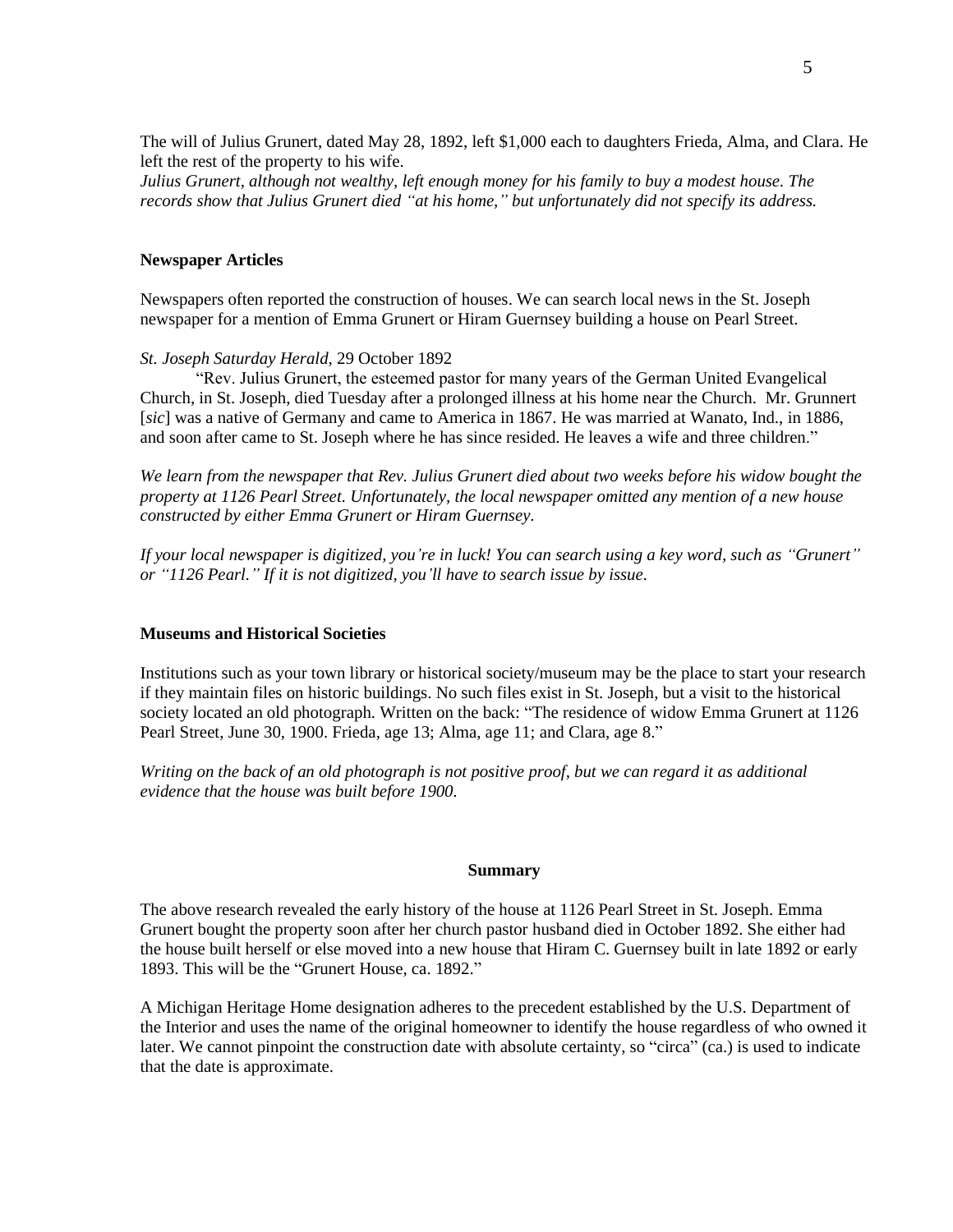The will of Julius Grunert, dated May 28, 1892, left $1,000 each to daughters Frieda, Alma, and Clara. He left the rest of the property to his wife.

*Julius Grunert, although not wealthy, left enough money for his family to buy a modest house. The records show that Julius Grunert died "at his home," but unfortunately did not specify its address.*

**Newspaper Articles**

Newspapers often reported the construction of houses. We can search local news in the St. Joseph newspaper for a mention of Emma Grunert or Hiram Guernsey building a house on Pearl Street.

*St. Joseph Saturday Herald,* 29 October 1892

"Rev. Julius Grunert, the esteemed pastor for many years of the German United Evangelical Church, in St. Joseph, died Tuesday after a prolonged illness at his home near the Church. Mr. Grunnert [*sic*] was a native of Germany and came to America in 1867. He was married at Wanato, Ind., in 1886, and soon after came to St. Joseph where he has since resided. He leaves a wife and three children."

*We learn from the newspaper that Rev. Julius Grunert died about two weeks before his widow bought the property at 1126 Pearl Street. Unfortunately, the local newspaper omitted any mention of a new house constructed by either Emma Grunert or Hiram Guernsey.*

*If your local newspaper is digitized, you're in luck! You can search using a key word, such as "Grunert" or "1126 Pearl." If it is not digitized, you'll have to search issue by issue.*

**Museums and Historical Societies**

Institutions such as your town library or historical society/museum may be the place to start your research if they maintain files on historic buildings. No such files exist in St. Joseph, but a visit to the historical society located an old photograph. Written on the back: "The residence of widow Emma Grunert at 1126 Pearl Street, June 30, 1900. Frieda, age 13; Alma, age 11; and Clara, age 8."

*Writing on the back of an old photograph is not positive proof, but we can regard it as additional evidence that the house was built before 1900.*

**Summary**

The above research revealed the early history of the house at 1126 Pearl Street in St. Joseph. Emma Grunert bought the property soon after her church pastor husband died in October 1892. She either had the house built herself or else moved into a new house that Hiram C. Guernsey built in late 1892 or early 1893. This will be the "Grunert House, ca. 1892."

A Michigan Heritage Home designation adheres to the precedent established by the U.S. Department of the Interior and uses the name of the original homeowner to identify the house regardless of who owned it later. We cannot pinpoint the construction date with absolute certainty, so "circa" (ca.) is used to indicate that the date is approximate.